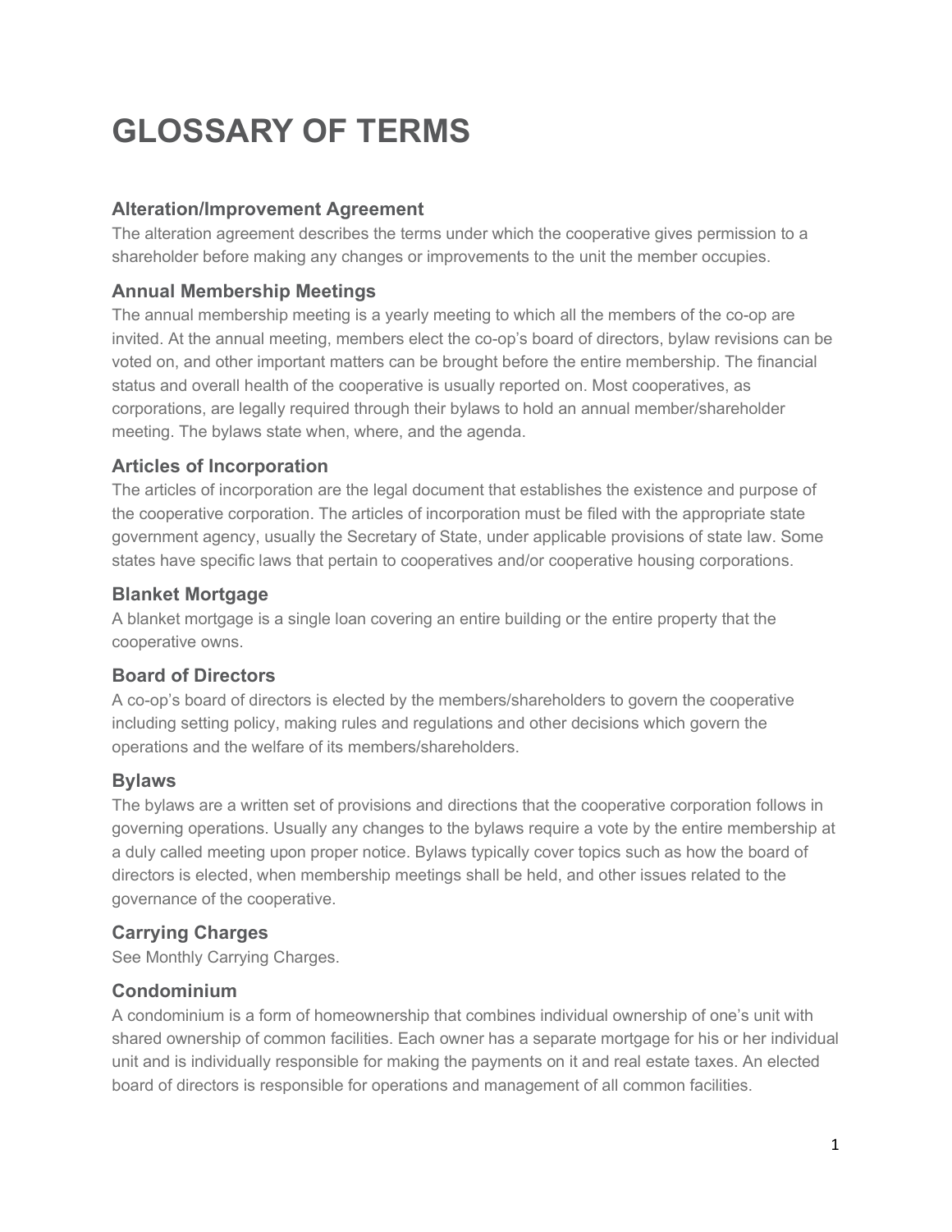# GLOSSARY OF TERMS

### Alteration/Improvement Agreement

The alteration agreement describes the terms under which the cooperative gives permission to a shareholder before making any changes or improvements to the unit the member occupies.

### Annual Membership Meetings

The annual membership meeting is a yearly meeting to which all the members of the co-op are invited. At the annual meeting, members elect the co-op's board of directors, bylaw revisions can be voted on, and other important matters can be brought before the entire membership. The financial status and overall health of the cooperative is usually reported on. Most cooperatives, as corporations, are legally required through their bylaws to hold an annual member/shareholder meeting. The bylaws state when, where, and the agenda.

### Articles of Incorporation

The articles of incorporation are the legal document that establishes the existence and purpose of the cooperative corporation. The articles of incorporation must be filed with the appropriate state government agency, usually the Secretary of State, under applicable provisions of state law. Some states have specific laws that pertain to cooperatives and/or cooperative housing corporations.

### Blanket Mortgage

A blanket mortgage is a single loan covering an entire building or the entire property that the cooperative owns.

### Board of Directors

A co-op's board of directors is elected by the members/shareholders to govern the cooperative including setting policy, making rules and regulations and other decisions which govern the operations and the welfare of its members/shareholders.

### Bylaws

The bylaws are a written set of provisions and directions that the cooperative corporation follows in governing operations. Usually any changes to the bylaws require a vote by the entire membership at a duly called meeting upon proper notice. Bylaws typically cover topics such as how the board of directors is elected, when membership meetings shall be held, and other issues related to the governance of the cooperative.

### Carrying Charges

See Monthly Carrying Charges.

### Condominium

A condominium is a form of homeownership that combines individual ownership of one's unit with shared ownership of common facilities. Each owner has a separate mortgage for his or her individual unit and is individually responsible for making the payments on it and real estate taxes. An elected board of directors is responsible for operations and management of all common facilities.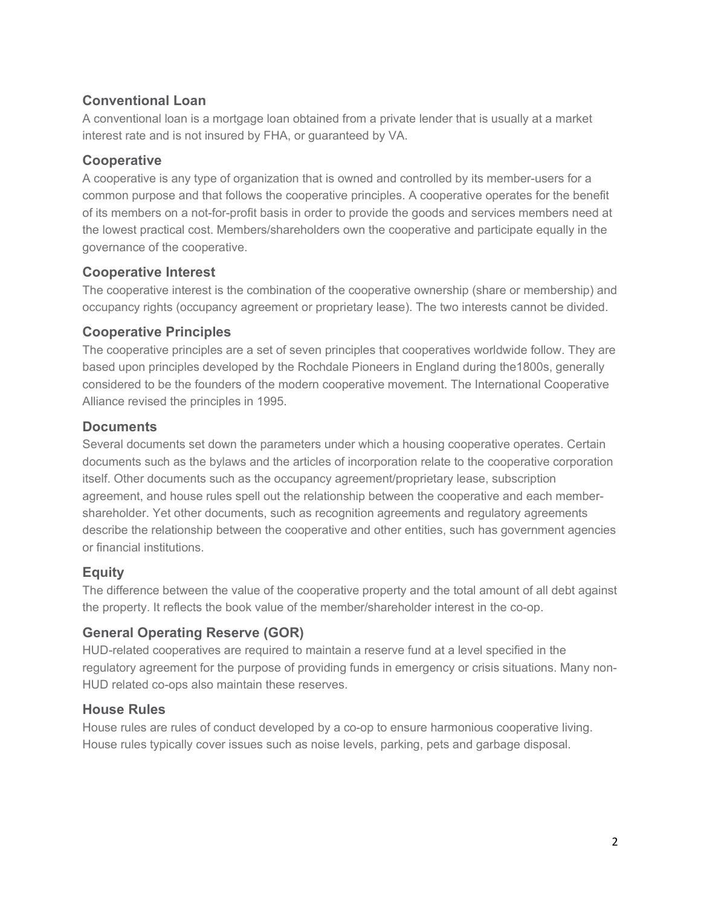### Conventional Loan

A conventional loan is a mortgage loan obtained from a private lender that is usually at a market interest rate and is not insured by FHA, or guaranteed by VA.

### Cooperative

A cooperative is any type of organization that is owned and controlled by its member-users for a common purpose and that follows the cooperative principles. A cooperative operates for the benefit of its members on a not-for-profit basis in order to provide the goods and services members need at the lowest practical cost. Members/shareholders own the cooperative and participate equally in the governance of the cooperative.

### Cooperative Interest

The cooperative interest is the combination of the cooperative ownership (share or membership) and occupancy rights (occupancy agreement or proprietary lease). The two interests cannot be divided.

### Cooperative Principles

The cooperative principles are a set of seven principles that cooperatives worldwide follow. They are based upon principles developed by the Rochdale Pioneers in England during the1800s, generally considered to be the founders of the modern cooperative movement. The International Cooperative Alliance revised the principles in 1995.

### Documents

Several documents set down the parameters under which a housing cooperative operates. Certain documents such as the bylaws and the articles of incorporation relate to the cooperative corporation itself. Other documents such as the occupancy agreement/proprietary lease, subscription agreement, and house rules spell out the relationship between the cooperative and each member-shareholder. Yet other documents, such as recognition agreements and regulatory agreements describe the relationship between the cooperative and other entities, such has government agencies or financial institutions.

### Equity

The difference between the value of the cooperative property and the total amount of all debt against the property. It reflects the book value of the member/shareholder interest in the co-op.

### General Operating Reserve (GOR)

HUD-related cooperatives are required to maintain a reserve fund at a level specified in the regulatory agreement for the purpose of providing funds in emergency or crisis situations. Many non-HUD related co-ops also maintain these reserves.

### House Rules

House rules are rules of conduct developed by a co-op to ensure harmonious cooperative living. House rules typically cover issues such as noise levels, parking, pets and garbage disposal.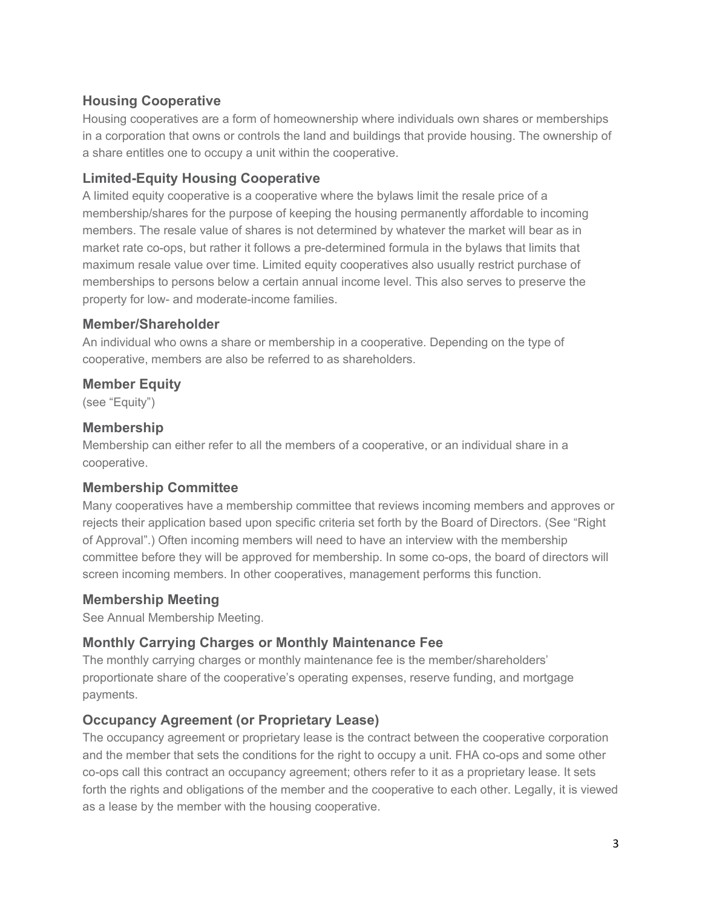### Housing Cooperative

Housing cooperatives are a form of homeownership where individuals own shares or memberships in a corporation that owns or controls the land and buildings that provide housing. The ownership of a share entitles one to occupy a unit within the cooperative.

### Limited-Equity Housing Cooperative

A limited equity cooperative is a cooperative where the bylaws limit the resale price of a membership/shares for the purpose of keeping the housing permanently affordable to incoming members. The resale value of shares is not determined by whatever the market will bear as in market rate co-ops, but rather it follows a pre-determined formula in the bylaws that limits that maximum resale value over time. Limited equity cooperatives also usually restrict purchase of memberships to persons below a certain annual income level. This also serves to preserve the property for low- and moderate-income families.

### Member/Shareholder

An individual who owns a share or membership in a cooperative. Depending on the type of cooperative, members are also be referred to as shareholders.

### Member Equity

(see "Equity")

### Membership

Membership can either refer to all the members of a cooperative, or an individual share in a cooperative.

### Membership Committee

Many cooperatives have a membership committee that reviews incoming members and approves or rejects their application based upon specific criteria set forth by the Board of Directors. (See "Right of Approval".) Often incoming members will need to have an interview with the membership committee before they will be approved for membership. In some co-ops, the board of directors will screen incoming members. In other cooperatives, management performs this function.

### Membership Meeting

See Annual Membership Meeting.

### Monthly Carrying Charges or Monthly Maintenance Fee

The monthly carrying charges or monthly maintenance fee is the member/shareholders' proportionate share of the cooperative's operating expenses, reserve funding, and mortgage payments.

### Occupancy Agreement (or Proprietary Lease)

The occupancy agreement or proprietary lease is the contract between the cooperative corporation and the member that sets the conditions for the right to occupy a unit. FHA co-ops and some other co-ops call this contract an occupancy agreement; others refer to it as a proprietary lease. It sets forth the rights and obligations of the member and the cooperative to each other. Legally, it is viewed as a lease by the member with the housing cooperative.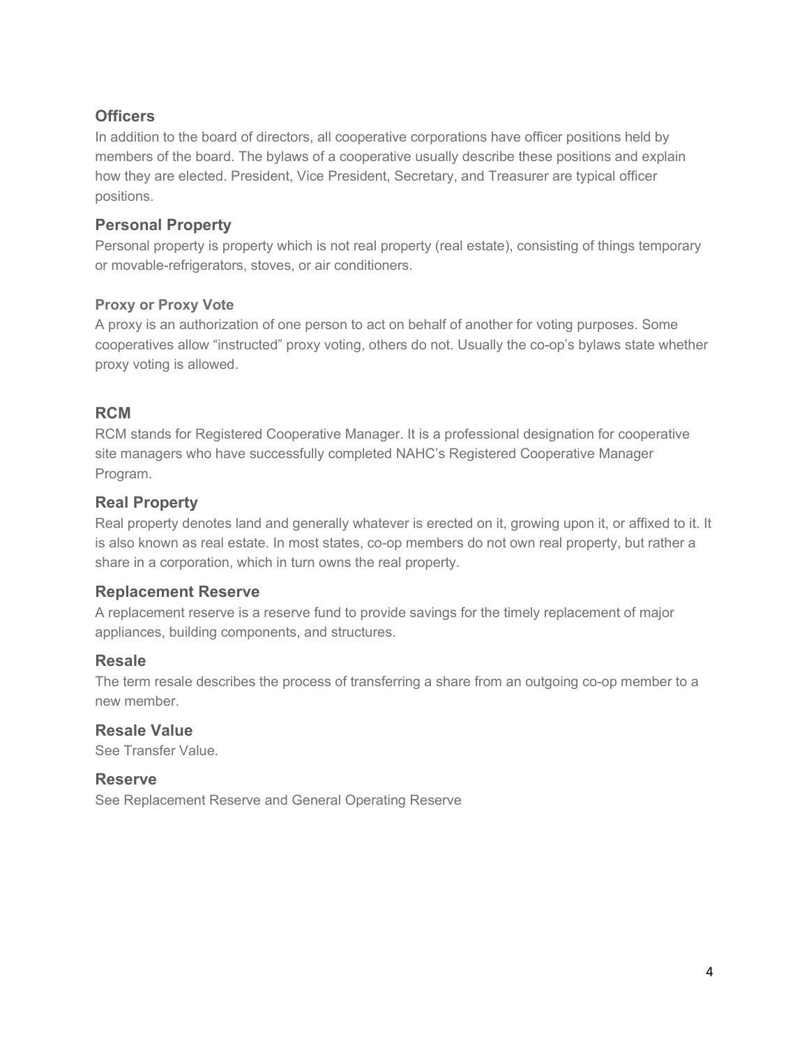### Officers

In addition to the board of directors, all cooperative corporations have officer positions held by members of the board. The bylaws of a cooperative usually describe these positions and explain how they are elected. President, Vice President, Secretary, and Treasurer are typical officer positions.

### Personal Property

Personal property is property which is not real property (real estate), consisting of things temporary or movable-refrigerators, stoves, or air conditioners.

#### Proxy or Proxy Vote

A proxy is an authorization of one person to act on behalf of another for voting purposes. Some cooperatives allow "instructed" proxy voting, others do not. Usually the co-op's bylaws state whether proxy voting is allowed.

### RCM

RCM stands for Registered Cooperative Manager. It is a professional designation for cooperative site managers who have successfully completed NAHC's Registered Cooperative Manager Program.

### Real Property

Real property denotes land and generally whatever is erected on it, growing upon it, or affixed to it. It is also known as real estate. In most states, co-op members do not own real property, but rather a share in a corporation, which in turn owns the real property.

### Replacement Reserve

A replacement reserve is a reserve fund to provide savings for the timely replacement of major appliances, building components, and structures.

### Resale

The term resale describes the process of transferring a share from an outgoing co-op member to a new member.

### Resale Value

See Transfer Value.

### Reserve

See Replacement Reserve and General Operating Reserve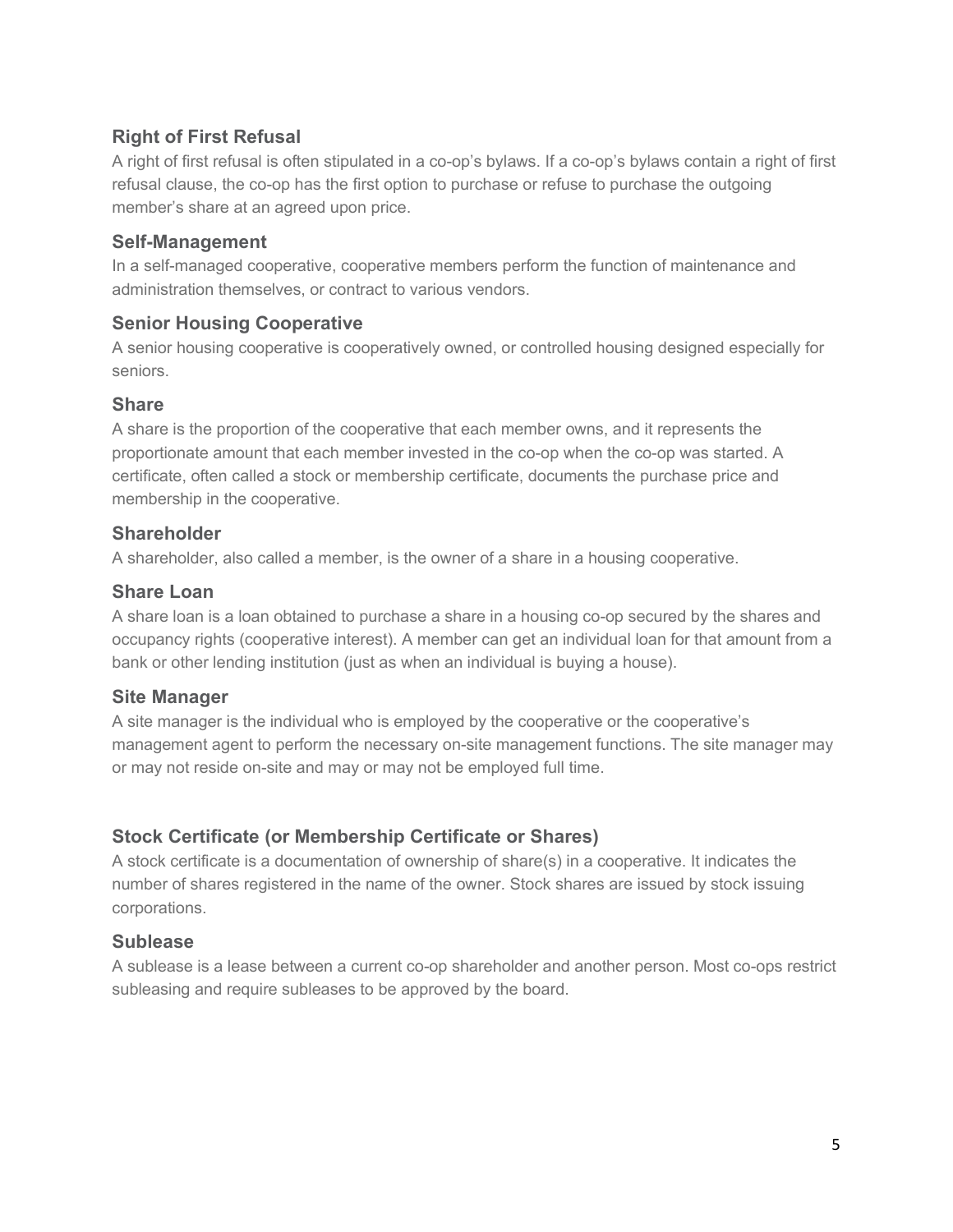### Right of First Refusal

A right of first refusal is often stipulated in a co-op's bylaws. If a co-op's bylaws contain a right of first refusal clause, the co-op has the first option to purchase or refuse to purchase the outgoing member's share at an agreed upon price.

### Self-Management

In a self-managed cooperative, cooperative members perform the function of maintenance and administration themselves, or contract to various vendors.

### Senior Housing Cooperative

A senior housing cooperative is cooperatively owned, or controlled housing designed especially for seniors.

### Share

A share is the proportion of the cooperative that each member owns, and it represents the proportionate amount that each member invested in the co-op when the co-op was started. A certificate, often called a stock or membership certificate, documents the purchase price and membership in the cooperative.

### Shareholder

A shareholder, also called a member, is the owner of a share in a housing cooperative.

### Share Loan

A share loan is a loan obtained to purchase a share in a housing co-op secured by the shares and occupancy rights (cooperative interest). A member can get an individual loan for that amount from a bank or other lending institution (just as when an individual is buying a house).

### Site Manager

A site manager is the individual who is employed by the cooperative or the cooperative's management agent to perform the necessary on-site management functions. The site manager may or may not reside on-site and may or may not be employed full time.

### Stock Certificate (or Membership Certificate or Shares)

A stock certificate is a documentation of ownership of share(s) in a cooperative. It indicates the number of shares registered in the name of the owner. Stock shares are issued by stock issuing corporations.

### Sublease

A sublease is a lease between a current co-op shareholder and another person. Most co-ops restrict subleasing and require subleases to be approved by the board.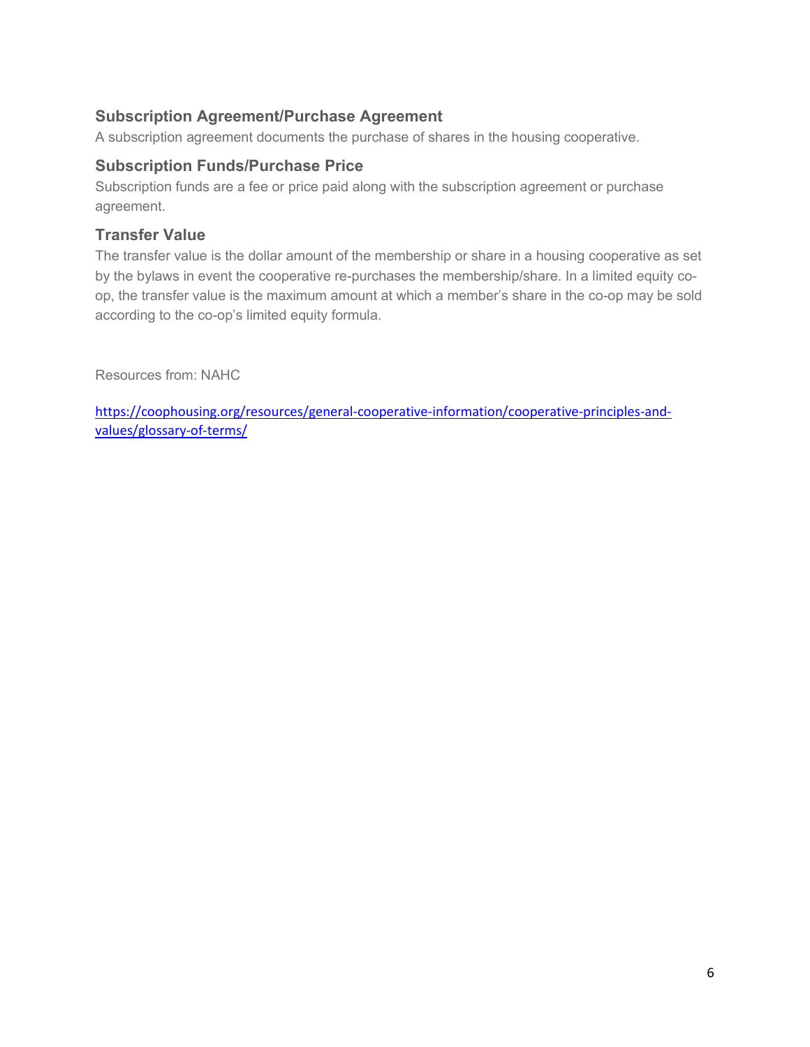### Subscription Agreement/Purchase Agreement

A subscription agreement documents the purchase of shares in the housing cooperative.

### Subscription Funds/Purchase Price

Subscription funds are a fee or price paid along with the subscription agreement or purchase agreement.

### Transfer Value

The transfer value is the dollar amount of the membership or share in a housing cooperative as set by the bylaws in event the cooperative re-purchases the membership/share. In a limited equity co-op, the transfer value is the maximum amount at which a member's share in the co-op may be sold according to the co-op's limited equity formula.

Resources from: NAHC

https://coophousing.org/resources/general-cooperative-information/cooperative-principles-and-values/glossary-of-terms/